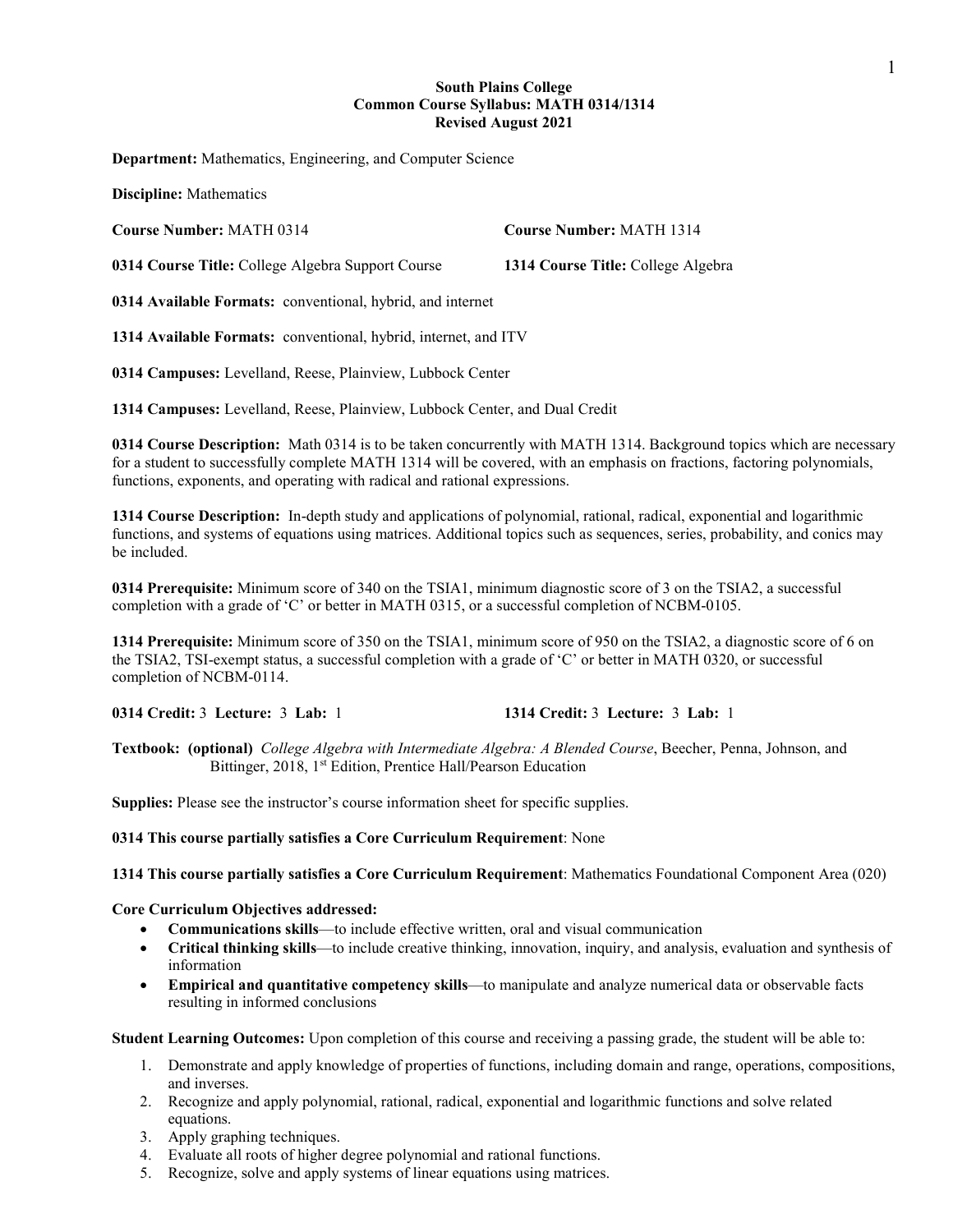**South Plains College**
**Common Course Syllabus: MATH 0314/1314**
**Revised August 2021**

**Department:** Mathematics, Engineering, and Computer Science

**Discipline:** Mathematics

**Course Number:** MATH 0314

**Course Number:** MATH 1314

**0314 Course Title:** College Algebra Support Course

**1314 Course Title:** College Algebra

**0314 Available Formats:** conventional, hybrid, and internet

**1314 Available Formats:** conventional, hybrid, internet, and ITV

**0314 Campuses:** Levelland, Reese, Plainview, Lubbock Center

**1314 Campuses:** Levelland, Reese, Plainview, Lubbock Center, and Dual Credit

**0314 Course Description:** Math 0314 is to be taken concurrently with MATH 1314. Background topics which are necessary for a student to successfully complete MATH 1314 will be covered, with an emphasis on fractions, factoring polynomials, functions, exponents, and operating with radical and rational expressions.

**1314 Course Description:** In-depth study and applications of polynomial, rational, radical, exponential and logarithmic functions, and systems of equations using matrices. Additional topics such as sequences, series, probability, and conics may be included.

**0314 Prerequisite:** Minimum score of 340 on the TSIA1, minimum diagnostic score of 3 on the TSIA2, a successful completion with a grade of 'C' or better in MATH 0315, or a successful completion of NCBM-0105.

**1314 Prerequisite:** Minimum score of 350 on the TSIA1, minimum score of 950 on the TSIA2, a diagnostic score of 6 on the TSIA2, TSI-exempt status, a successful completion with a grade of 'C' or better in MATH 0320, or successful completion of NCBM-0114.

**0314 Credit:** 3 **Lecture:** 3 **Lab:** 1

**1314 Credit:** 3 **Lecture:** 3 **Lab:** 1

**Textbook: (optional)** *College Algebra with Intermediate Algebra: A Blended Course*, Beecher, Penna, Johnson, and Bittinger, 2018, 1st Edition, Prentice Hall/Pearson Education

**Supplies:** Please see the instructor's course information sheet for specific supplies.

**0314 This course partially satisfies a Core Curriculum Requirement**: None

**1314 This course partially satisfies a Core Curriculum Requirement**: Mathematics Foundational Component Area (020)

**Core Curriculum Objectives addressed:**

- **Communications skills**—to include effective written, oral and visual communication
- **Critical thinking skills**—to include creative thinking, innovation, inquiry, and analysis, evaluation and synthesis of information
- **Empirical and quantitative competency skills**—to manipulate and analyze numerical data or observable facts resulting in informed conclusions

**Student Learning Outcomes:** Upon completion of this course and receiving a passing grade, the student will be able to:

1. Demonstrate and apply knowledge of properties of functions, including domain and range, operations, compositions, and inverses.
2. Recognize and apply polynomial, rational, radical, exponential and logarithmic functions and solve related equations.
3. Apply graphing techniques.
4. Evaluate all roots of higher degree polynomial and rational functions.
5. Recognize, solve and apply systems of linear equations using matrices.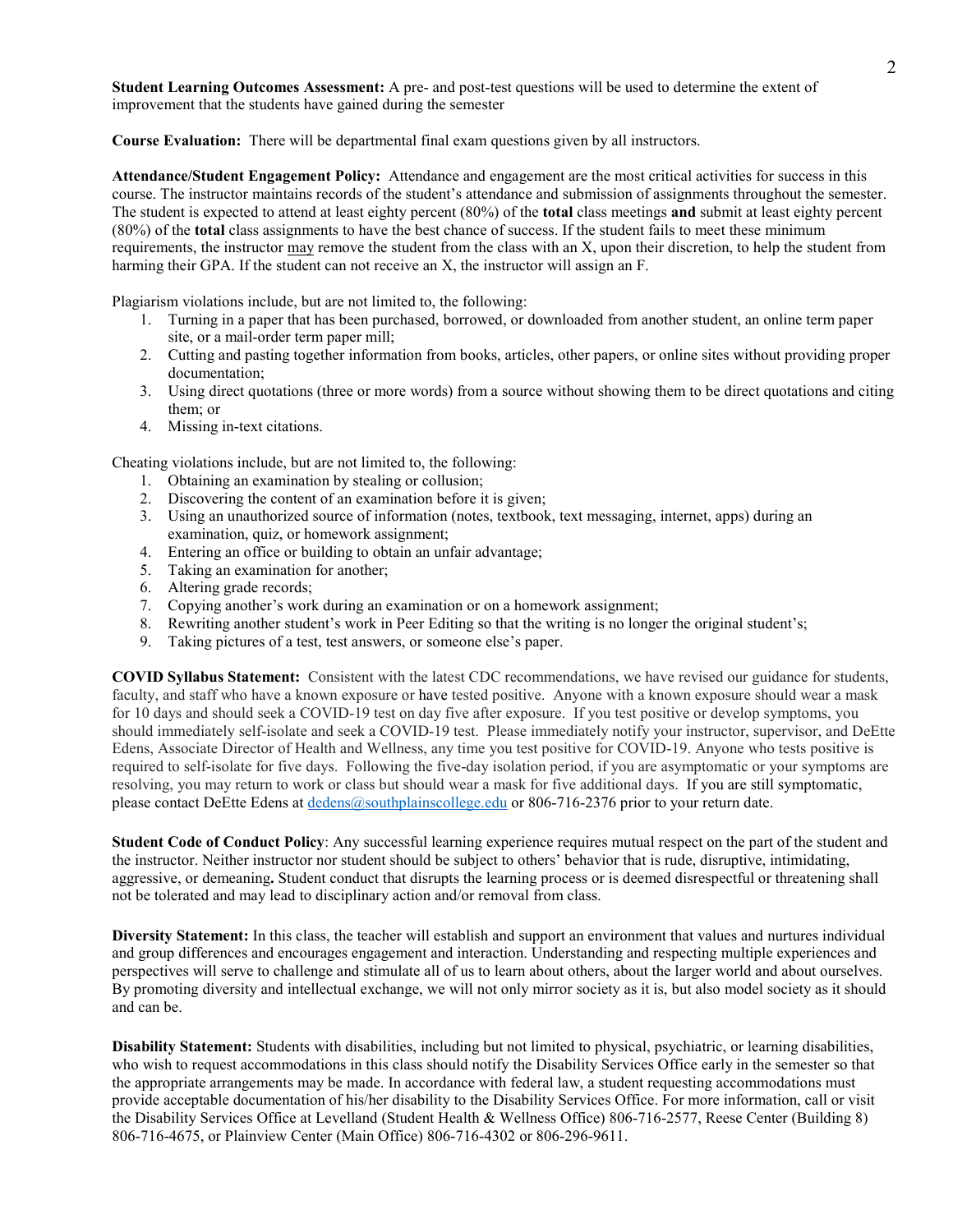**Student Learning Outcomes Assessment:** A pre- and post-test questions will be used to determine the extent of improvement that the students have gained during the semester

**Course Evaluation:** There will be departmental final exam questions given by all instructors.

**Attendance/Student Engagement Policy:** Attendance and engagement are the most critical activities for success in this course. The instructor maintains records of the student's attendance and submission of assignments throughout the semester. The student is expected to attend at least eighty percent (80%) of the **total** class meetings **and** submit at least eighty percent (80%) of the **total** class assignments to have the best chance of success. If the student fails to meet these minimum requirements, the instructor may remove the student from the class with an X, upon their discretion, to help the student from harming their GPA. If the student can not receive an X, the instructor will assign an F.

Plagiarism violations include, but are not limited to, the following:

1. Turning in a paper that has been purchased, borrowed, or downloaded from another student, an online term paper site, or a mail-order term paper mill;
2. Cutting and pasting together information from books, articles, other papers, or online sites without providing proper documentation;
3. Using direct quotations (three or more words) from a source without showing them to be direct quotations and citing them; or
4. Missing in-text citations.

Cheating violations include, but are not limited to, the following:

1. Obtaining an examination by stealing or collusion;
2. Discovering the content of an examination before it is given;
3. Using an unauthorized source of information (notes, textbook, text messaging, internet, apps) during an examination, quiz, or homework assignment;
4. Entering an office or building to obtain an unfair advantage;
5. Taking an examination for another;
6. Altering grade records;
7. Copying another's work during an examination or on a homework assignment;
8. Rewriting another student's work in Peer Editing so that the writing is no longer the original student's;
9. Taking pictures of a test, test answers, or someone else's paper.

**COVID Syllabus Statement:** Consistent with the latest CDC recommendations, we have revised our guidance for students, faculty, and staff who have a known exposure or have tested positive. Anyone with a known exposure should wear a mask for 10 days and should seek a COVID-19 test on day five after exposure. If you test positive or develop symptoms, you should immediately self-isolate and seek a COVID-19 test. Please immediately notify your instructor, supervisor, and DeEtte Edens, Associate Director of Health and Wellness, any time you test positive for COVID-19. Anyone who tests positive is required to self-isolate for five days. Following the five-day isolation period, if you are asymptomatic or your symptoms are resolving, you may return to work or class but should wear a mask for five additional days. If you are still symptomatic, please contact DeEtte Edens at dedens@southplainscollege.edu or 806-716-2376 prior to your return date.

**Student Code of Conduct Policy**: Any successful learning experience requires mutual respect on the part of the student and the instructor. Neither instructor nor student should be subject to others' behavior that is rude, disruptive, intimidating, aggressive, or demeaning**.** Student conduct that disrupts the learning process or is deemed disrespectful or threatening shall not be tolerated and may lead to disciplinary action and/or removal from class.

**Diversity Statement:** In this class, the teacher will establish and support an environment that values and nurtures individual and group differences and encourages engagement and interaction. Understanding and respecting multiple experiences and perspectives will serve to challenge and stimulate all of us to learn about others, about the larger world and about ourselves. By promoting diversity and intellectual exchange, we will not only mirror society as it is, but also model society as it should and can be.

**Disability Statement:** Students with disabilities, including but not limited to physical, psychiatric, or learning disabilities, who wish to request accommodations in this class should notify the Disability Services Office early in the semester so that the appropriate arrangements may be made. In accordance with federal law, a student requesting accommodations must provide acceptable documentation of his/her disability to the Disability Services Office. For more information, call or visit the Disability Services Office at Levelland (Student Health & Wellness Office) 806-716-2577, Reese Center (Building 8) 806-716-4675, or Plainview Center (Main Office) 806-716-4302 or 806-296-9611.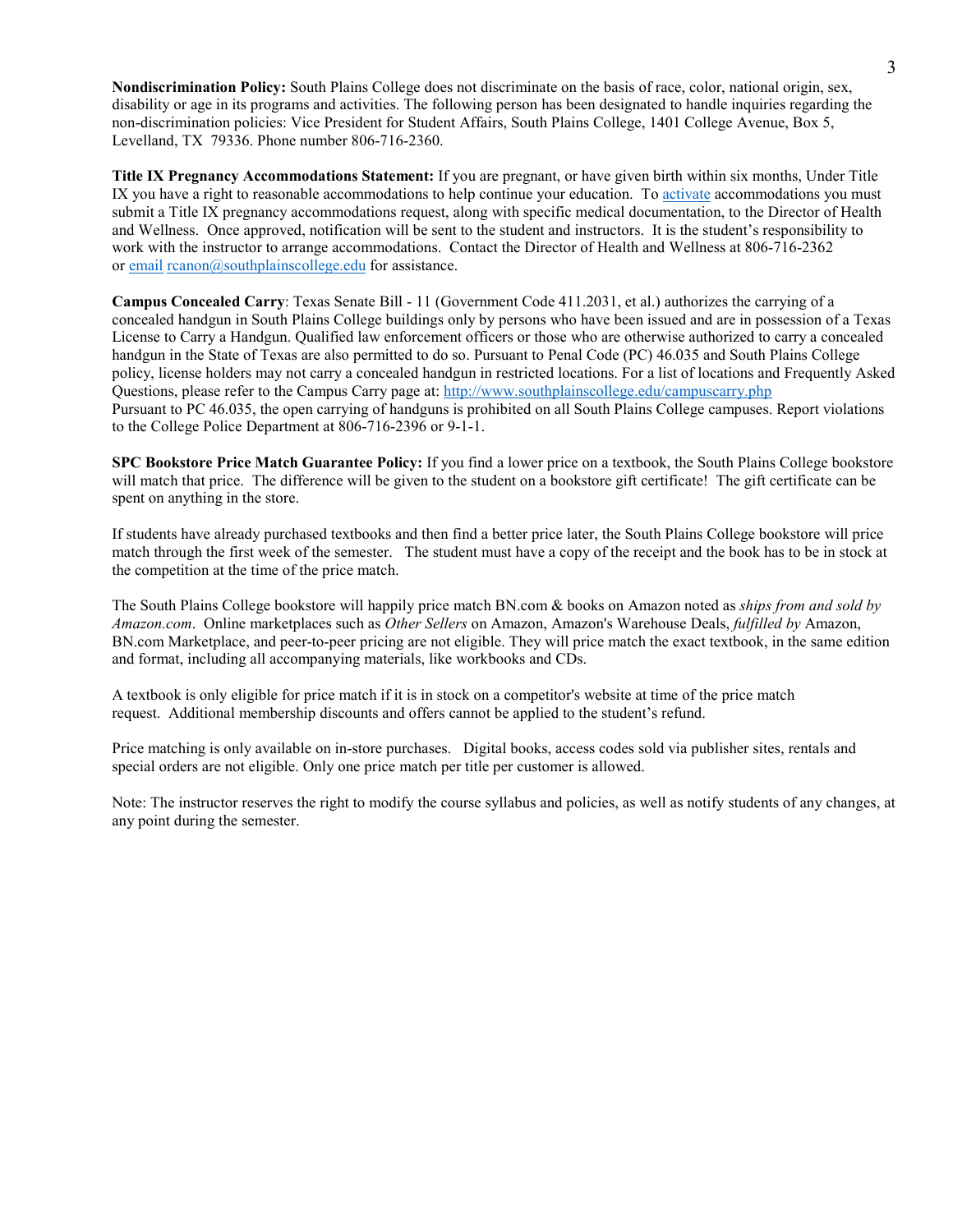**Nondiscrimination Policy:** South Plains College does not discriminate on the basis of race, color, national origin, sex, disability or age in its programs and activities. The following person has been designated to handle inquiries regarding the non-discrimination policies: Vice President for Student Affairs, South Plains College, 1401 College Avenue, Box 5, Levelland, TX 79336. Phone number 806-716-2360.

**Title IX Pregnancy Accommodations Statement:** If you are pregnant, or have given birth within six months, Under Title IX you have a right to reasonable accommodations to help continue your education. To activate accommodations you must submit a Title IX pregnancy accommodations request, along with specific medical documentation, to the Director of Health and Wellness. Once approved, notification will be sent to the student and instructors. It is the student's responsibility to work with the instructor to arrange accommodations. Contact the Director of Health and Wellness at 806-716-2362 or email rcanon@southplainscollege.edu for assistance.

**Campus Concealed Carry**: Texas Senate Bill - 11 (Government Code 411.2031, et al.) authorizes the carrying of a concealed handgun in South Plains College buildings only by persons who have been issued and are in possession of a Texas License to Carry a Handgun. Qualified law enforcement officers or those who are otherwise authorized to carry a concealed handgun in the State of Texas are also permitted to do so. Pursuant to Penal Code (PC) 46.035 and South Plains College policy, license holders may not carry a concealed handgun in restricted locations. For a list of locations and Frequently Asked Questions, please refer to the Campus Carry page at: http://www.southplainscollege.edu/campuscarry.php
Pursuant to PC 46.035, the open carrying of handguns is prohibited on all South Plains College campuses. Report violations to the College Police Department at 806-716-2396 or 9-1-1.

**SPC Bookstore Price Match Guarantee Policy:** If you find a lower price on a textbook, the South Plains College bookstore will match that price. The difference will be given to the student on a bookstore gift certificate! The gift certificate can be spent on anything in the store.

If students have already purchased textbooks and then find a better price later, the South Plains College bookstore will price match through the first week of the semester. The student must have a copy of the receipt and the book has to be in stock at the competition at the time of the price match.

The South Plains College bookstore will happily price match BN.com & books on Amazon noted as *ships from and sold by Amazon.com*. Online marketplaces such as *Other Sellers* on Amazon, Amazon's Warehouse Deals, *fulfilled by* Amazon, BN.com Marketplace, and peer-to-peer pricing are not eligible. They will price match the exact textbook, in the same edition and format, including all accompanying materials, like workbooks and CDs.

A textbook is only eligible for price match if it is in stock on a competitor's website at time of the price match request. Additional membership discounts and offers cannot be applied to the student's refund.

Price matching is only available on in-store purchases. Digital books, access codes sold via publisher sites, rentals and special orders are not eligible. Only one price match per title per customer is allowed.

Note: The instructor reserves the right to modify the course syllabus and policies, as well as notify students of any changes, at any point during the semester.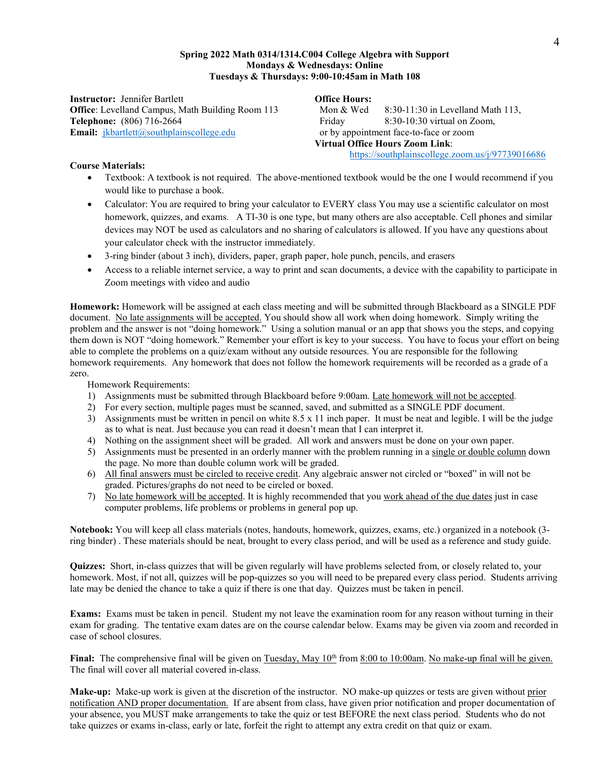**Spring 2022 Math 0314/1314.C004 College Algebra with Support**
**Mondays & Wednesdays: Online**
**Tuesdays & Thursdays: 9:00-10:45am in Math 108**

**Instructor:** Jennifer Bartlett
**Office**: Levelland Campus, Math Building Room 113
**Telephone:** (806) 716-2664
**Email:** jkbartlett@southplainscollege.edu

**Office Hours:**
Mon & Wed 8:30-11:30 in Levelland Math 113,
Friday 8:30-10:30 virtual on Zoom,
or by appointment face-to-face or zoom
**Virtual Office Hours Zoom Link**:
https://southplainscollege.zoom.us/j/97739016686

**Course Materials:**

- Textbook: A textbook is not required. The above-mentioned textbook would be the one I would recommend if you would like to purchase a book.
- Calculator: You are required to bring your calculator to EVERY class You may use a scientific calculator on most homework, quizzes, and exams. A TI-30 is one type, but many others are also acceptable. Cell phones and similar devices may NOT be used as calculators and no sharing of calculators is allowed. If you have any questions about your calculator check with the instructor immediately.
- 3-ring binder (about 3 inch), dividers, paper, graph paper, hole punch, pencils, and erasers
- Access to a reliable internet service, a way to print and scan documents, a device with the capability to participate in Zoom meetings with video and audio

**Homework:** Homework will be assigned at each class meeting and will be submitted through Blackboard as a SINGLE PDF document. No late assignments will be accepted. You should show all work when doing homework. Simply writing the problem and the answer is not "doing homework." Using a solution manual or an app that shows you the steps, and copying them down is NOT "doing homework." Remember your effort is key to your success. You have to focus your effort on being able to complete the problems on a quiz/exam without any outside resources. You are responsible for the following homework requirements. Any homework that does not follow the homework requirements will be recorded as a grade of a zero.

Homework Requirements:

1) Assignments must be submitted through Blackboard before 9:00am. Late homework will not be accepted.
2) For every section, multiple pages must be scanned, saved, and submitted as a SINGLE PDF document.
3) Assignments must be written in pencil on white 8.5 x 11 inch paper. It must be neat and legible. I will be the judge as to what is neat. Just because you can read it doesn't mean that I can interpret it.
4) Nothing on the assignment sheet will be graded. All work and answers must be done on your own paper.
5) Assignments must be presented in an orderly manner with the problem running in a single or double column down the page. No more than double column work will be graded.
6) All final answers must be circled to receive credit. Any algebraic answer not circled or "boxed" in will not be graded. Pictures/graphs do not need to be circled or boxed.
7) No late homework will be accepted. It is highly recommended that you work ahead of the due dates just in case computer problems, life problems or problems in general pop up.

**Notebook:** You will keep all class materials (notes, handouts, homework, quizzes, exams, etc.) organized in a notebook (3-ring binder) . These materials should be neat, brought to every class period, and will be used as a reference and study guide.

**Quizzes:** Short, in-class quizzes that will be given regularly will have problems selected from, or closely related to, your homework. Most, if not all, quizzes will be pop-quizzes so you will need to be prepared every class period. Students arriving late may be denied the chance to take a quiz if there is one that day. Quizzes must be taken in pencil.

**Exams:** Exams must be taken in pencil. Student my not leave the examination room for any reason without turning in their exam for grading. The tentative exam dates are on the course calendar below. Exams may be given via zoom and recorded in case of school closures.

**Final:** The comprehensive final will be given on Tuesday, May 10th from 8:00 to 10:00am. No make-up final will be given. The final will cover all material covered in-class.

**Make-up:** Make-up work is given at the discretion of the instructor. NO make-up quizzes or tests are given without prior notification AND proper documentation. If are absent from class, have given prior notification and proper documentation of your absence, you MUST make arrangements to take the quiz or test BEFORE the next class period. Students who do not take quizzes or exams in-class, early or late, forfeit the right to attempt any extra credit on that quiz or exam.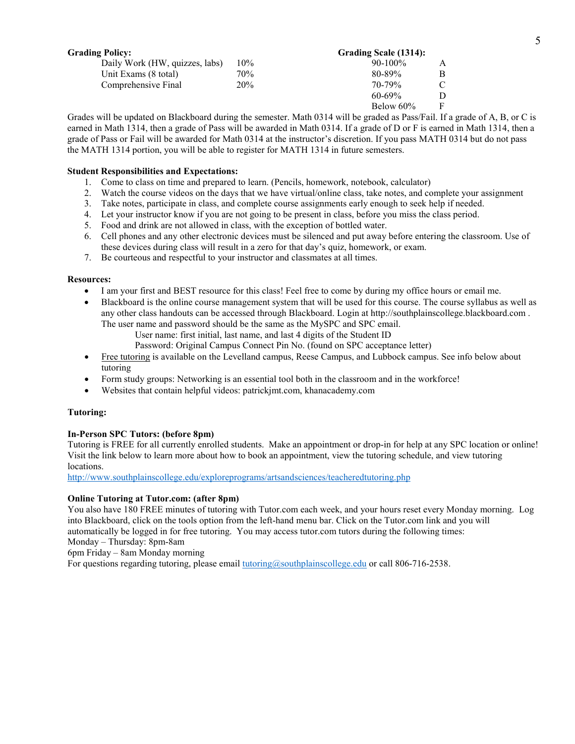**Grading Policy:**

| Component | Weight |
|---|---|
| Daily Work (HW, quizzes, labs) | 10% |
| Unit Exams (8 total) | 70% |
| Comprehensive Final | 20% |

**Grading Scale (1314):**

| Range | Grade |
|---|---|
| 90-100% | A |
| 80-89% | B |
| 70-79% | C |
| 60-69% | D |
| Below 60% | F |

Grades will be updated on Blackboard during the semester. Math 0314 will be graded as Pass/Fail. If a grade of A, B, or C is earned in Math 1314, then a grade of Pass will be awarded in Math 0314. If a grade of D or F is earned in Math 1314, then a grade of Pass or Fail will be awarded for Math 0314 at the instructor's discretion. If you pass MATH 0314 but do not pass the MATH 1314 portion, you will be able to register for MATH 1314 in future semesters.

**Student Responsibilities and Expectations:**

1. Come to class on time and prepared to learn. (Pencils, homework, notebook, calculator)
2. Watch the course videos on the days that we have virtual/online class, take notes, and complete your assignment
3. Take notes, participate in class, and complete course assignments early enough to seek help if needed.
4. Let your instructor know if you are not going to be present in class, before you miss the class period.
5. Food and drink are not allowed in class, with the exception of bottled water.
6. Cell phones and any other electronic devices must be silenced and put away before entering the classroom. Use of these devices during class will result in a zero for that day's quiz, homework, or exam.
7. Be courteous and respectful to your instructor and classmates at all times.

**Resources:**

- I am your first and BEST resource for this class! Feel free to come by during my office hours or email me.
- Blackboard is the online course management system that will be used for this course. The course syllabus as well as any other class handouts can be accessed through Blackboard. Login at http://southplainscollege.blackboard.com . The user name and password should be the same as the MySPC and SPC email.
  - User name: first initial, last name, and last 4 digits of the Student ID
  - Password: Original Campus Connect Pin No. (found on SPC acceptance letter)
- Free tutoring is available on the Levelland campus, Reese Campus, and Lubbock campus. See info below about tutoring
- Form study groups: Networking is an essential tool both in the classroom and in the workforce!
- Websites that contain helpful videos: patrickjmt.com, khanacademy.com

**Tutoring:**

**In-Person SPC Tutors: (before 8pm)**

Tutoring is FREE for all currently enrolled students. Make an appointment or drop-in for help at any SPC location or online! Visit the link below to learn more about how to book an appointment, view the tutoring schedule, and view tutoring locations.

http://www.southplainscollege.edu/exploreprograms/artsandsciences/teacheredtutoring.php

**Online Tutoring at Tutor.com: (after 8pm)**

You also have 180 FREE minutes of tutoring with Tutor.com each week, and your hours reset every Monday morning. Log into Blackboard, click on the tools option from the left-hand menu bar. Click on the Tutor.com link and you will automatically be logged in for free tutoring. You may access tutor.com tutors during the following times:

Monday – Thursday: 8pm-8am

6pm Friday – 8am Monday morning

For questions regarding tutoring, please email tutoring@southplainscollege.edu or call 806-716-2538.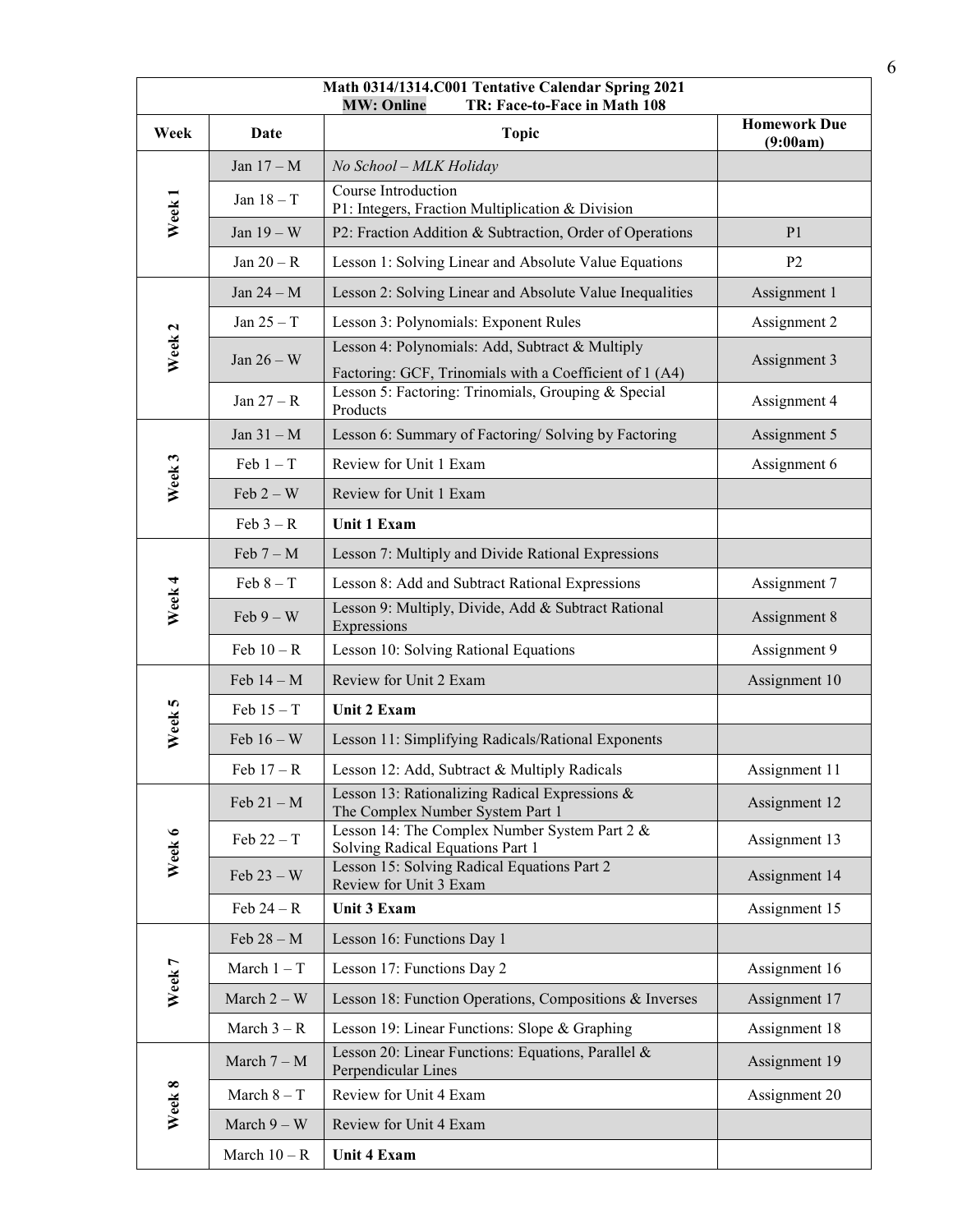**Math 0314/1314.C001 Tentative Calendar Spring 2021**
**MW: Online TR: Face-to-Face in Math 108**

| Week | Date | Topic | Homework Due (9:00am) |
|---|---|---|---|
| Week 1 | Jan 17 – M | *No School – MLK Holiday* | |
| | Jan 18 – T | Course Introduction<br>P1: Integers, Fraction Multiplication & Division | |
| | Jan 19 – W | P2: Fraction Addition & Subtraction, Order of Operations | P1 |
| | Jan 20 – R | Lesson 1: Solving Linear and Absolute Value Equations | P2 |
| Week 2 | Jan 24 – M | Lesson 2: Solving Linear and Absolute Value Inequalities | Assignment 1 |
| | Jan 25 – T | Lesson 3: Polynomials: Exponent Rules | Assignment 2 |
| | Jan 26 – W | Lesson 4: Polynomials: Add, Subtract & Multiply<br>Factoring: GCF, Trinomials with a Coefficient of 1 (A4) | Assignment 3 |
| | Jan 27 – R | Lesson 5: Factoring: Trinomials, Grouping & Special Products | Assignment 4 |
| Week 3 | Jan 31 – M | Lesson 6: Summary of Factoring/ Solving by Factoring | Assignment 5 |
| | Feb 1 – T | Review for Unit 1 Exam | Assignment 6 |
| | Feb 2 – W | Review for Unit 1 Exam | |
| | Feb 3 – R | **Unit 1 Exam** | |
| Week 4 | Feb 7 – M | Lesson 7: Multiply and Divide Rational Expressions | |
| | Feb 8 – T | Lesson 8: Add and Subtract Rational Expressions | Assignment 7 |
| | Feb 9 – W | Lesson 9: Multiply, Divide, Add & Subtract Rational Expressions | Assignment 8 |
| | Feb 10 – R | Lesson 10: Solving Rational Equations | Assignment 9 |
| Week 5 | Feb 14 – M | Review for Unit 2 Exam | Assignment 10 |
| | Feb 15 – T | **Unit 2 Exam** | |
| | Feb 16 – W | Lesson 11: Simplifying Radicals/Rational Exponents | |
| | Feb 17 – R | Lesson 12: Add, Subtract & Multiply Radicals | Assignment 11 |
| Week 6 | Feb 21 – M | Lesson 13: Rationalizing Radical Expressions & The Complex Number System Part 1 | Assignment 12 |
| | Feb 22 – T | Lesson 14: The Complex Number System Part 2 & Solving Radical Equations Part 1 | Assignment 13 |
| | Feb 23 – W | Lesson 15: Solving Radical Equations Part 2<br>Review for Unit 3 Exam | Assignment 14 |
| | Feb 24 – R | **Unit 3 Exam** | Assignment 15 |
| Week 7 | Feb 28 – M | Lesson 16: Functions Day 1 | |
| | March 1 – T | Lesson 17: Functions Day 2 | Assignment 16 |
| | March 2 – W | Lesson 18: Function Operations, Compositions & Inverses | Assignment 17 |
| | March 3 – R | Lesson 19: Linear Functions: Slope & Graphing | Assignment 18 |
| Week 8 | March 7 – M | Lesson 20: Linear Functions: Equations, Parallel & Perpendicular Lines | Assignment 19 |
| | March 8 – T | Review for Unit 4 Exam | Assignment 20 |
| | March 9 – W | Review for Unit 4 Exam | |
| | March 10 – R | **Unit 4 Exam** | |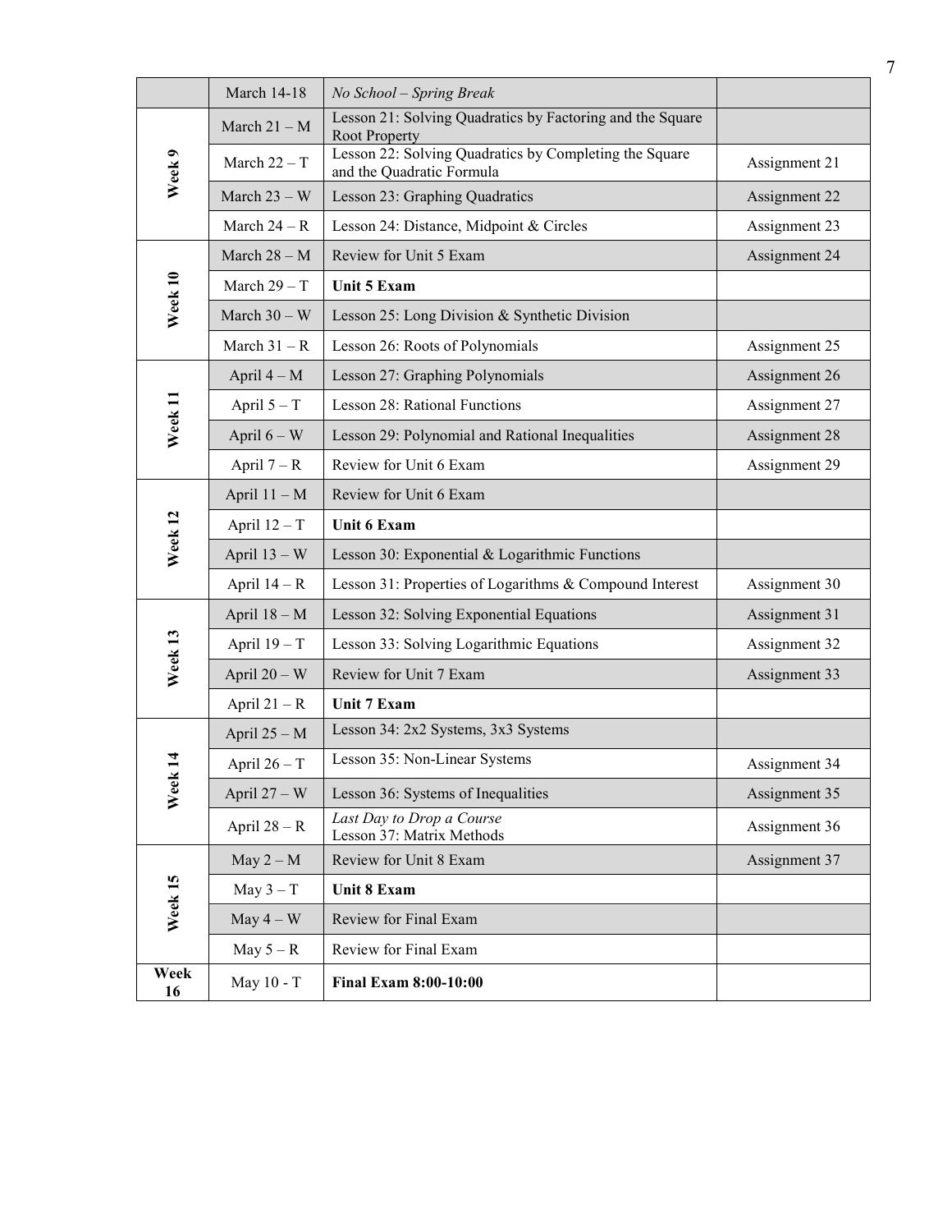| | | | |
|---|---|---|---|
| | March 14-18 | *No School – Spring Break* | |
| **Week 9** | March 21 – M | Lesson 21: Solving Quadratics by Factoring and the Square Root Property | |
| | March 22 – T | Lesson 22: Solving Quadratics by Completing the Square and the Quadratic Formula | Assignment 21 |
| | March 23 – W | Lesson 23: Graphing Quadratics | Assignment 22 |
| | March 24 – R | Lesson 24: Distance, Midpoint & Circles | Assignment 23 |
| **Week 10** | March 28 – M | Review for Unit 5 Exam | Assignment 24 |
| | March 29 – T | **Unit 5 Exam** | |
| | March 30 – W | Lesson 25: Long Division & Synthetic Division | |
| | March 31 – R | Lesson 26: Roots of Polynomials | Assignment 25 |
| **Week 11** | April 4 – M | Lesson 27: Graphing Polynomials | Assignment 26 |
| | April 5 – T | Lesson 28: Rational Functions | Assignment 27 |
| | April 6 – W | Lesson 29: Polynomial and Rational Inequalities | Assignment 28 |
| | April 7 – R | Review for Unit 6 Exam | Assignment 29 |
| **Week 12** | April 11 – M | Review for Unit 6 Exam | |
| | April 12 – T | **Unit 6 Exam** | |
| | April 13 – W | Lesson 30: Exponential & Logarithmic Functions | |
| | April 14 – R | Lesson 31: Properties of Logarithms & Compound Interest | Assignment 30 |
| **Week 13** | April 18 – M | Lesson 32: Solving Exponential Equations | Assignment 31 |
| | April 19 – T | Lesson 33: Solving Logarithmic Equations | Assignment 32 |
| | April 20 – W | Review for Unit 7 Exam | Assignment 33 |
| | April 21 – R | **Unit 7 Exam** | |
| **Week 14** | April 25 – M | Lesson 34: 2x2 Systems, 3x3 Systems | |
| | April 26 – T | Lesson 35: Non-Linear Systems | Assignment 34 |
| | April 27 – W | Lesson 36: Systems of Inequalities | Assignment 35 |
| | April 28 – R | *Last Day to Drop a Course* Lesson 37: Matrix Methods | Assignment 36 |
| **Week 15** | May 2 – M | Review for Unit 8 Exam | Assignment 37 |
| | May 3 – T | **Unit 8 Exam** | |
| | May 4 – W | Review for Final Exam | |
| | May 5 – R | Review for Final Exam | |
| **Week 16** | May 10 - T | **Final Exam 8:00-10:00** | |